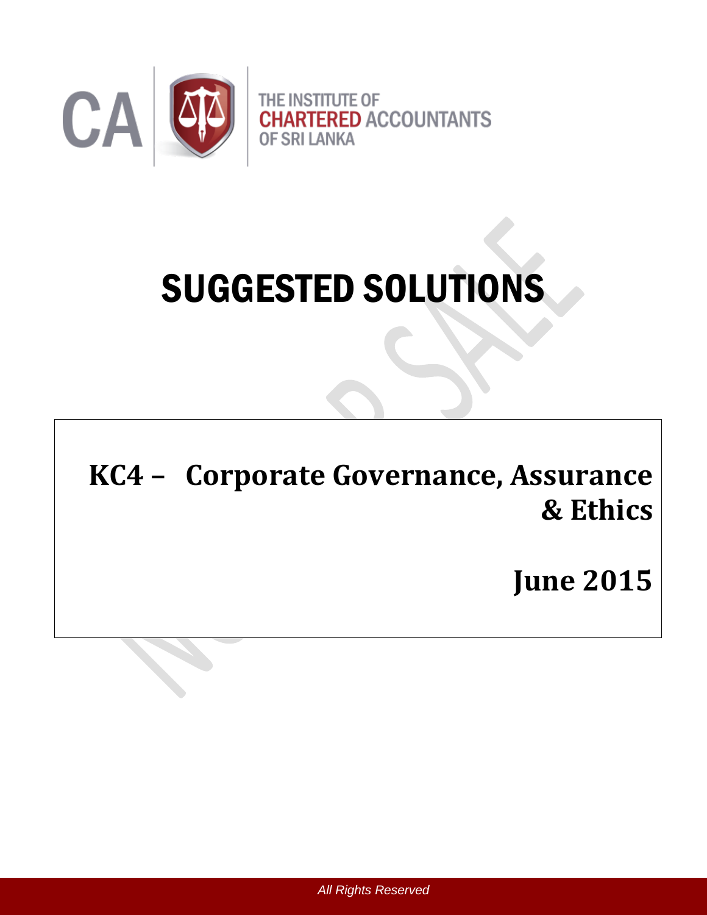THE INSTITUTE OF CHARTERED ACCOUNTANTS OF SRI LANKA

# SUGGESTED SOLUTIONS

## KC4 – Corporate Governance, Assurance & Ethics

## June 2015

*All Rights Reserved*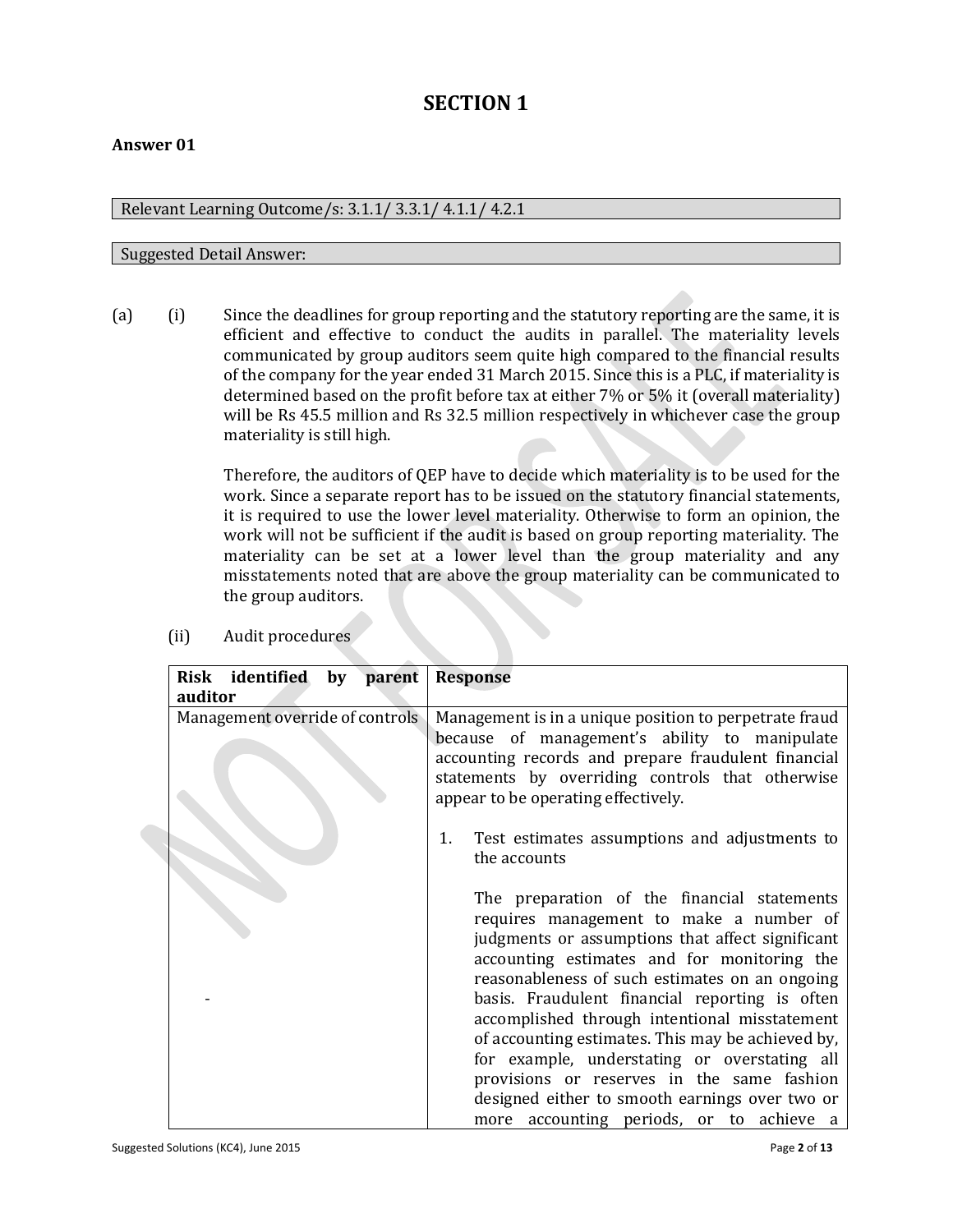# SECTION 1

**Answer 01**

Relevant Learning Outcome/s: 3.1.1/ 3.3.1/ 4.1.1/ 4.2.1

Suggested Detail Answer:

(a) (i) Since the deadlines for group reporting and the statutory reporting are the same, it is efficient and effective to conduct the audits in parallel. The materiality levels communicated by group auditors seem quite high compared to the financial results of the company for the year ended 31 March 2015. Since this is a PLC, if materiality is determined based on the profit before tax at either 7% or 5% it (overall materiality) will be Rs 45.5 million and Rs 32.5 million respectively in whichever case the group materiality is still high.

Therefore, the auditors of QEP have to decide which materiality is to be used for the work. Since a separate report has to be issued on the statutory financial statements, it is required to use the lower level materiality. Otherwise to form an opinion, the work will not be sufficient if the audit is based on group reporting materiality. The materiality can be set at a lower level than the group materiality and any misstatements noted that are above the group materiality can be communicated to the group auditors.

(ii) Audit procedures

| Risk identified by parent auditor | Response |
|---|---|
| Management override of controls<br><br>- | Management is in a unique position to perpetrate fraud because of management's ability to manipulate accounting records and prepare fraudulent financial statements by overriding controls that otherwise appear to be operating effectively.<br><br>1. Test estimates assumptions and adjustments to the accounts<br><br>The preparation of the financial statements requires management to make a number of judgments or assumptions that affect significant accounting estimates and for monitoring the reasonableness of such estimates on an ongoing basis. Fraudulent financial reporting is often accomplished through intentional misstatement of accounting estimates. This may be achieved by, for example, understating or overstating all provisions or reserves in the same fashion designed either to smooth earnings over two or more accounting periods, or to achieve a |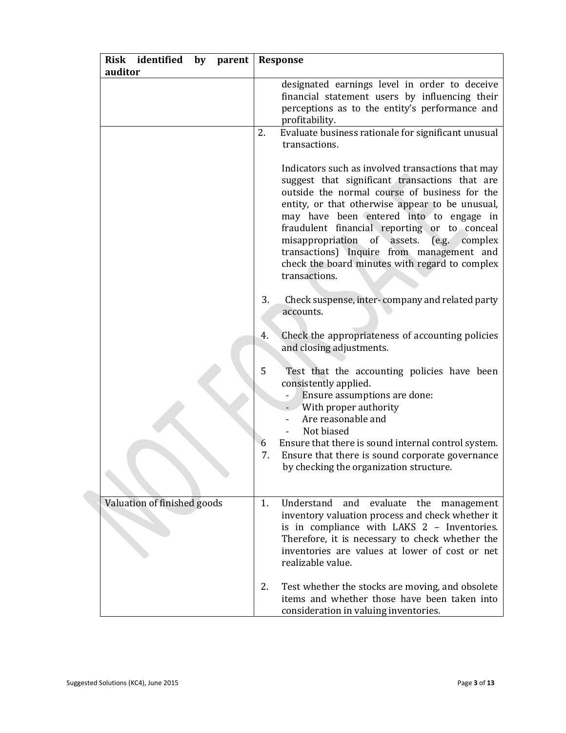| Risk identified by parent auditor | Response |
|---|---|
| | designated earnings level in order to deceive financial statement users by influencing their perceptions as to the entity's performance and profitability. |
| | 2. Evaluate business rationale for significant unusual transactions.<br><br>Indicators such as involved transactions that may suggest that significant transactions that are outside the normal course of business for the entity, or that otherwise appear to be unusual, may have been entered into to engage in fraudulent financial reporting or to conceal misappropriation of assets. (e.g. complex transactions) Inquire from management and check the board minutes with regard to complex transactions.<br><br>3. Check suspense, inter- company and related party accounts.<br><br>4. Check the appropriateness of accounting policies and closing adjustments.<br><br>5 Test that the accounting policies have been consistently applied.<br>- Ensure assumptions are done:<br>- With proper authority<br>- Are reasonable and<br>- Not biased<br>6 Ensure that there is sound internal control system.<br>7. Ensure that there is sound corporate governance by checking the organization structure. |
| Valuation of finished goods | 1. Understand and evaluate the management inventory valuation process and check whether it is in compliance with LAKS 2 – Inventories. Therefore, it is necessary to check whether the inventories are values at lower of cost or net realizable value.<br><br>2. Test whether the stocks are moving, and obsolete items and whether those have been taken into consideration in valuing inventories. |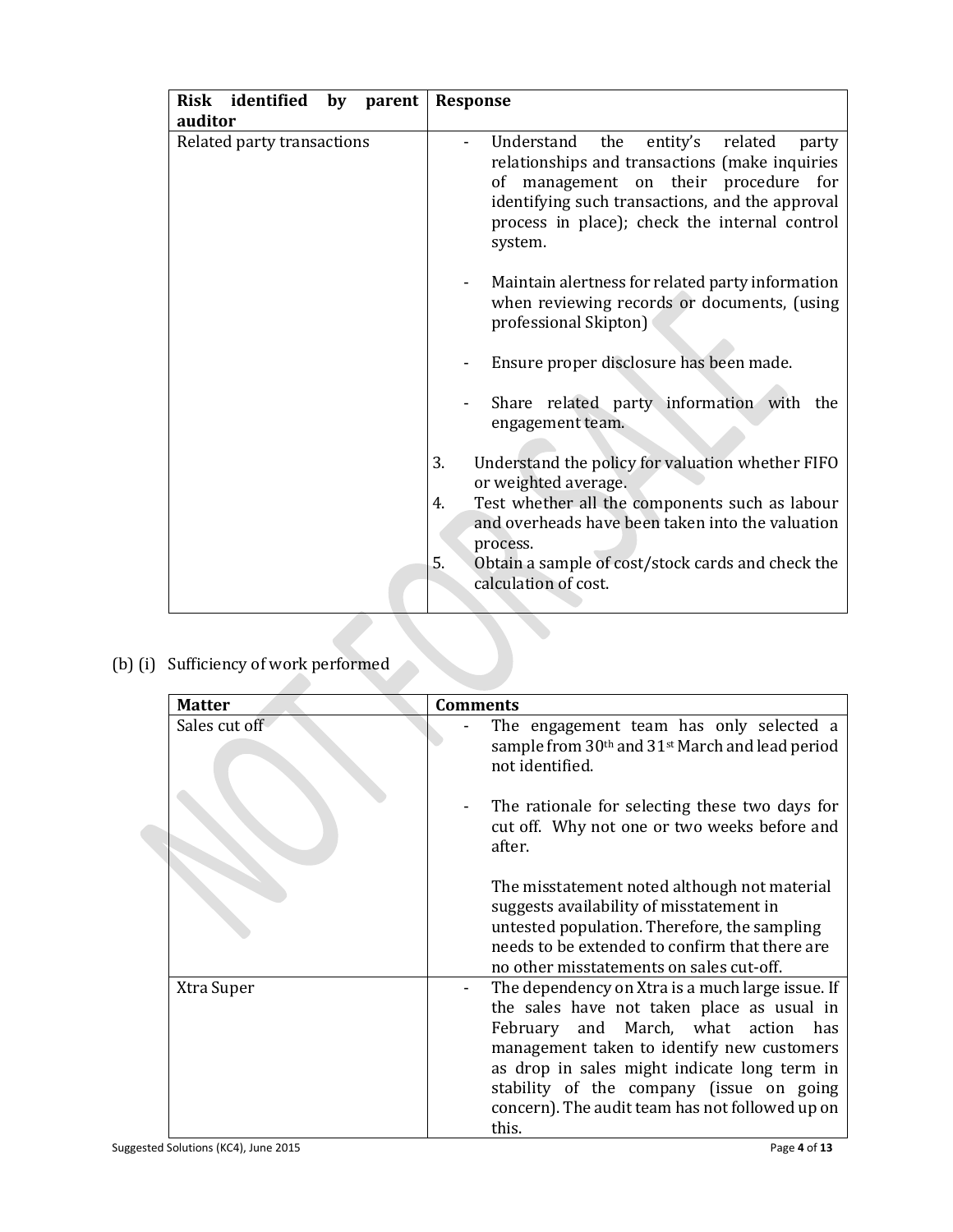| Risk identified by parent auditor | Response |
|---|---|
| Related party transactions | - Understand the entity's related party relationships and transactions (make inquiries of management on their procedure for identifying such transactions, and the approval process in place); check the internal control system.<br><br>- Maintain alertness for related party information when reviewing records or documents, (using professional Skipton)<br><br>- Ensure proper disclosure has been made.<br><br>- Share related party information with the engagement team.<br><br>3. Understand the policy for valuation whether FIFO or weighted average.<br>4. Test whether all the components such as labour and overheads have been taken into the valuation process.<br>5. Obtain a sample of cost/stock cards and check the calculation of cost. |

(b) (i) Sufficiency of work performed

| Matter | Comments |
|---|---|
| Sales cut off | - The engagement team has only selected a sample from 30th and 31st March and lead period not identified.<br><br>- The rationale for selecting these two days for cut off. Why not one or two weeks before and after.<br><br>The misstatement noted although not material suggests availability of misstatement in untested population. Therefore, the sampling needs to be extended to confirm that there are no other misstatements on sales cut-off. |
| Xtra Super | - The dependency on Xtra is a much large issue. If the sales have not taken place as usual in February and March, what action has management taken to identify new customers as drop in sales might indicate long term in stability of the company (issue on going concern). The audit team has not followed up on this. |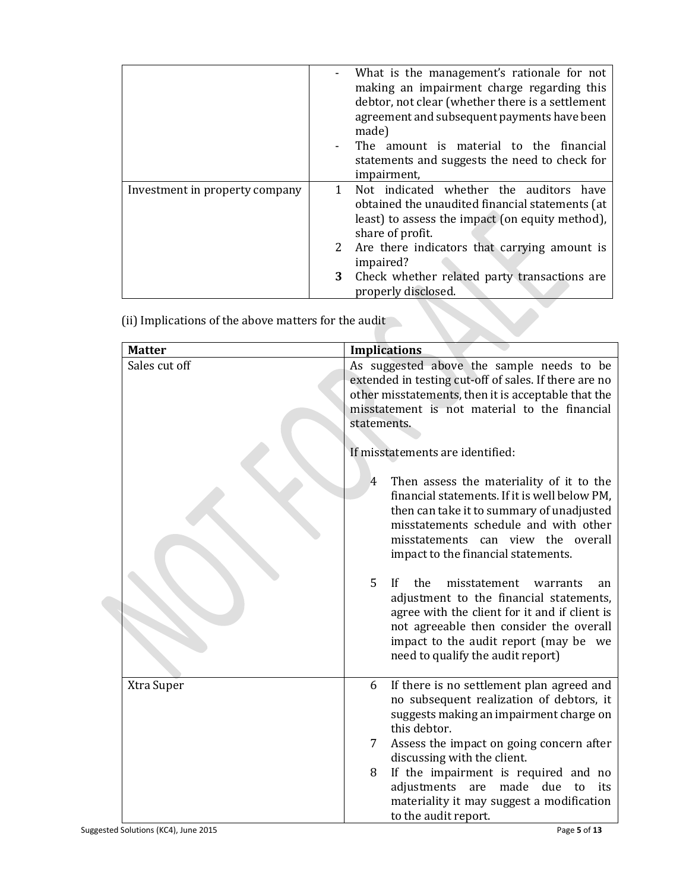| | |
|---|---|
| | - What is the management's rationale for not making an impairment charge regarding this debtor, not clear (whether there is a settlement agreement and subsequent payments have been made)<br>- The amount is material to the financial statements and suggests the need to check for impairment, |
| Investment in property company | 1 Not indicated whether the auditors have obtained the unaudited financial statements (at least) to assess the impact (on equity method), share of profit.<br>2 Are there indicators that carrying amount is impaired?<br>**3** Check whether related party transactions are properly disclosed. |

(ii) Implications of the above matters for the audit

| **Matter** | **Implications** |
|---|---|
| Sales cut off | As suggested above the sample needs to be extended in testing cut-off of sales. If there are no other misstatements, then it is acceptable that the misstatement is not material to the financial statements.<br><br>If misstatements are identified:<br><br>4 Then assess the materiality of it to the financial statements. If it is well below PM, then can take it to summary of unadjusted misstatements schedule and with other misstatements can view the overall impact to the financial statements.<br><br>5 If the misstatement warrants an adjustment to the financial statements, agree with the client for it and if client is not agreeable then consider the overall impact to the audit report (may be we need to qualify the audit report) |
| Xtra Super | 6 If there is no settlement plan agreed and no subsequent realization of debtors, it suggests making an impairment charge on this debtor.<br>7 Assess the impact on going concern after discussing with the client.<br>8 If the impairment is required and no adjustments are made due to its materiality it may suggest a modification to the audit report. |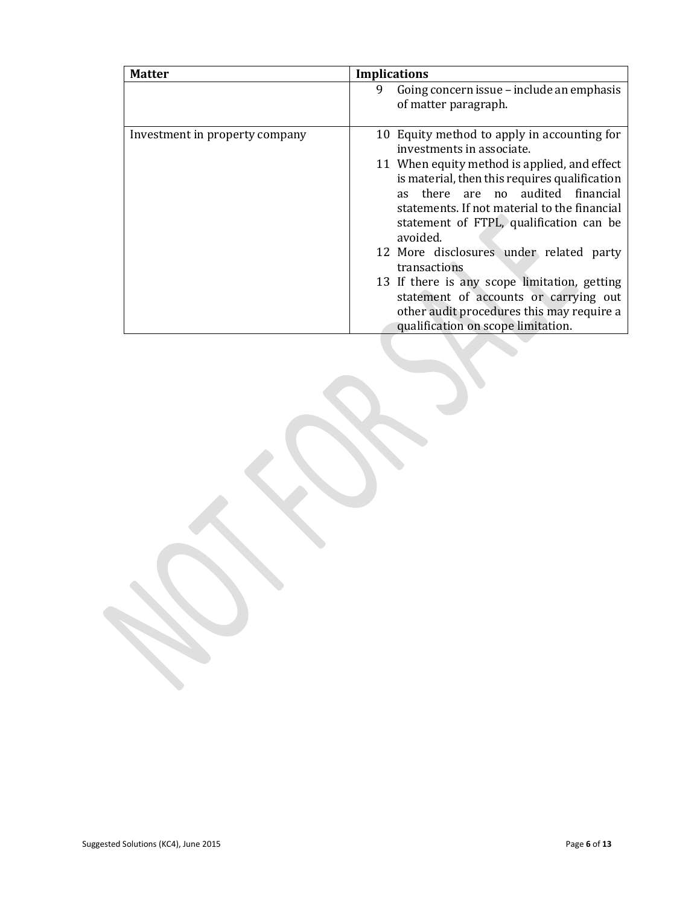| Matter | Implications |
|---|---|
| | 9 Going concern issue – include an emphasis of matter paragraph. |
| Investment in property company | 10 Equity method to apply in accounting for investments in associate.<br>11 When equity method is applied, and effect is material, then this requires qualification as there are no audited financial statements. If not material to the financial statement of FTPL, qualification can be avoided.<br>12 More disclosures under related party transactions<br>13 If there is any scope limitation, getting statement of accounts or carrying out other audit procedures this may require a qualification on scope limitation. |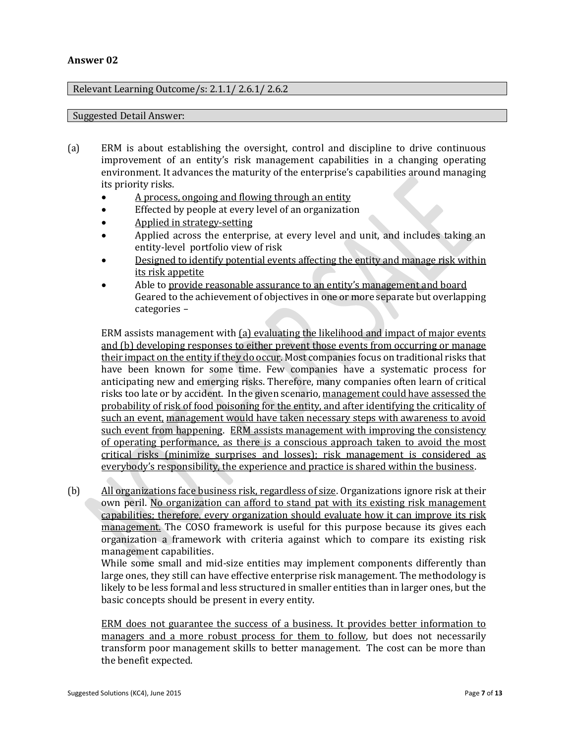**Answer 02**

Relevant Learning Outcome/s: 2.1.1/ 2.6.1/ 2.6.2

Suggested Detail Answer:

(a) ERM is about establishing the oversight, control and discipline to drive continuous improvement of an entity's risk management capabilities in a changing operating environment. It advances the maturity of the enterprise's capabilities around managing its priority risks.

- A process, ongoing and flowing through an entity
- Effected by people at every level of an organization
- Applied in strategy-setting
- Applied across the enterprise, at every level and unit, and includes taking an entity-level portfolio view of risk
- Designed to identify potential events affecting the entity and manage risk within its risk appetite
- Able to provide reasonable assurance to an entity's management and board Geared to the achievement of objectives in one or more separate but overlapping categories –

ERM assists management with (a) evaluating the likelihood and impact of major events and (b) developing responses to either prevent those events from occurring or manage their impact on the entity if they do occur. Most companies focus on traditional risks that have been known for some time. Few companies have a systematic process for anticipating new and emerging risks. Therefore, many companies often learn of critical risks too late or by accident. In the given scenario, management could have assessed the probability of risk of food poisoning for the entity, and after identifying the criticality of such an event, management would have taken necessary steps with awareness to avoid such event from happening. ERM assists management with improving the consistency of operating performance, as there is a conscious approach taken to avoid the most critical risks (minimize surprises and losses); risk management is considered as everybody's responsibility, the experience and practice is shared within the business.

(b) All organizations face business risk, regardless of size. Organizations ignore risk at their own peril. No organization can afford to stand pat with its existing risk management capabilities; therefore, every organization should evaluate how it can improve its risk management. The COSO framework is useful for this purpose because its gives each organization a framework with criteria against which to compare its existing risk management capabilities.

While some small and mid-size entities may implement components differently than large ones, they still can have effective enterprise risk management. The methodology is likely to be less formal and less structured in smaller entities than in larger ones, but the basic concepts should be present in every entity.

ERM does not guarantee the success of a business. It provides better information to managers and a more robust process for them to follow, but does not necessarily transform poor management skills to better management. The cost can be more than the benefit expected.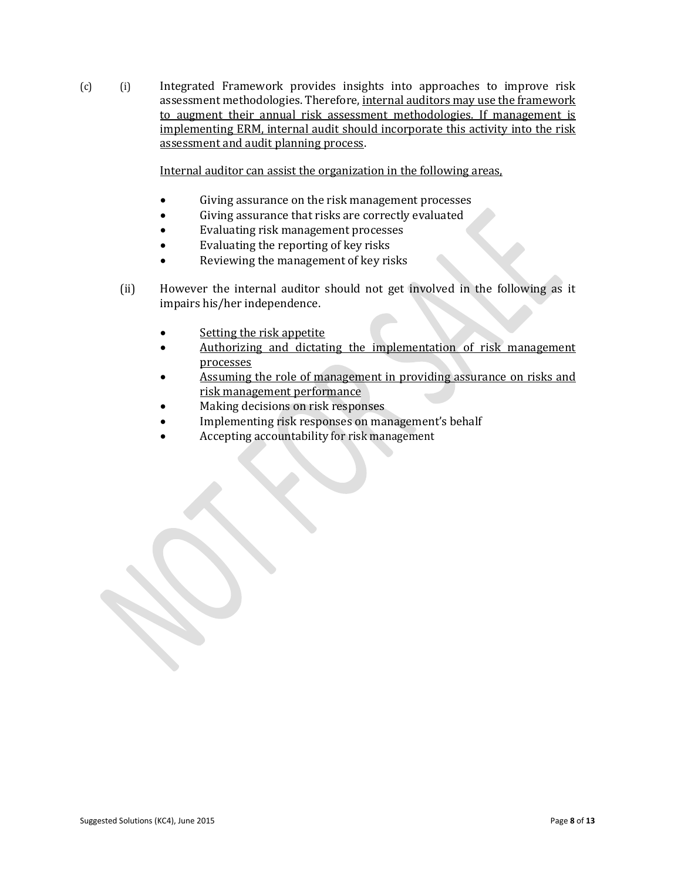(c) (i) Integrated Framework provides insights into approaches to improve risk assessment methodologies. Therefore, <u>internal auditors may use the framework to augment their annual risk assessment methodologies. If management is implementing ERM, internal audit should incorporate this activity into the risk assessment and audit planning process</u>.

<u>Internal auditor can assist the organization in the following areas,</u>

- Giving assurance on the risk management processes
- Giving assurance that risks are correctly evaluated
- Evaluating risk management processes
- Evaluating the reporting of key risks
- Reviewing the management of key risks

(ii) However the internal auditor should not get involved in the following as it impairs his/her independence.

- <u>Setting the risk appetite</u>
- <u>Authorizing and dictating the implementation of risk management processes</u>
- <u>Assuming the role of management in providing assurance on risks and risk management performance</u>
- Making decisions on risk responses
- Implementing risk responses on management's behalf
- Accepting accountability for risk management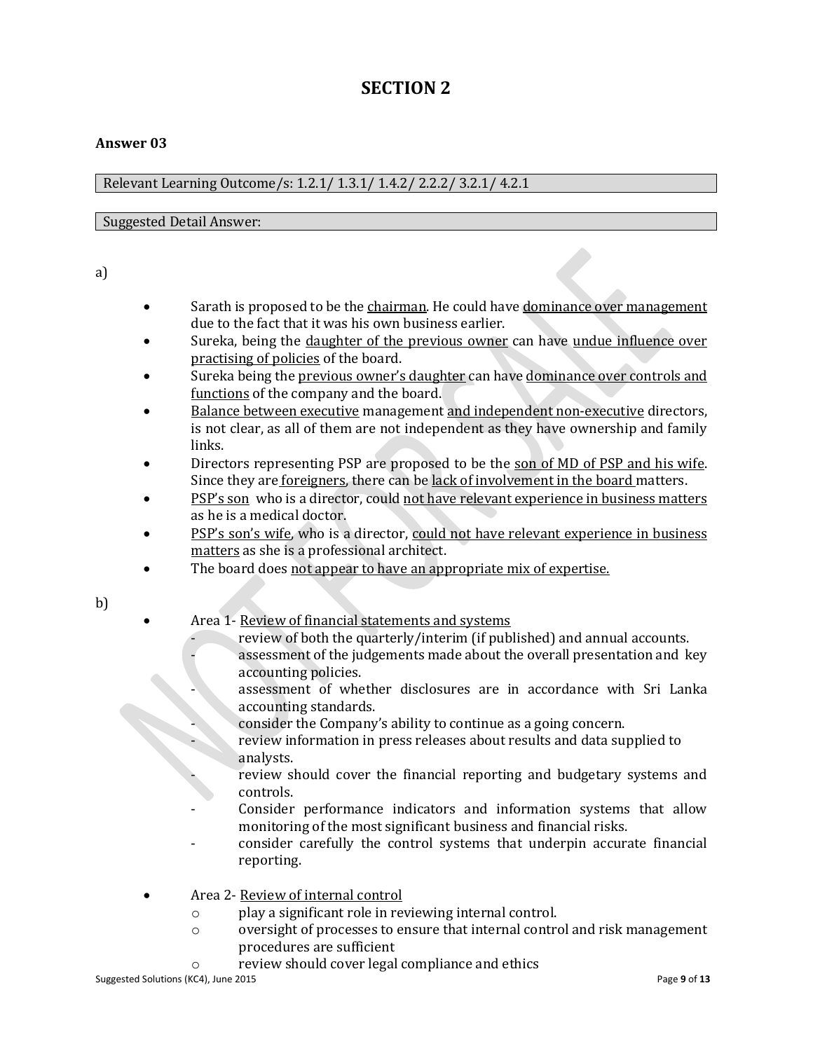# SECTION 2

**Answer 03**

Relevant Learning Outcome/s: 1.2.1/ 1.3.1/ 1.4.2/ 2.2.2/ 3.2.1/ 4.2.1

Suggested Detail Answer:

a)

- Sarath is proposed to be the chairman. He could have dominance over management due to the fact that it was his own business earlier.
- Sureka, being the daughter of the previous owner can have undue influence over practising of policies of the board.
- Sureka being the previous owner's daughter can have dominance over controls and functions of the company and the board.
- Balance between executive management and independent non-executive directors, is not clear, as all of them are not independent as they have ownership and family links.
- Directors representing PSP are proposed to be the son of MD of PSP and his wife. Since they are foreigners, there can be lack of involvement in the board matters.
- PSP's son who is a director, could not have relevant experience in business matters as he is a medical doctor.
- PSP's son's wife, who is a director, could not have relevant experience in business matters as she is a professional architect.
- The board does not appear to have an appropriate mix of expertise.

b)

- Area 1- Review of financial statements and systems
  - review of both the quarterly/interim (if published) and annual accounts.
  - assessment of the judgements made about the overall presentation and key accounting policies.
  - assessment of whether disclosures are in accordance with Sri Lanka accounting standards.
  - consider the Company's ability to continue as a going concern.
  - review information in press releases about results and data supplied to analysts.
  - review should cover the financial reporting and budgetary systems and controls.
  - Consider performance indicators and information systems that allow monitoring of the most significant business and financial risks.
  - consider carefully the control systems that underpin accurate financial reporting.

- Area 2- Review of internal control
  - play a significant role in reviewing internal control.
  - oversight of processes to ensure that internal control and risk management procedures are sufficient
  - review should cover legal compliance and ethics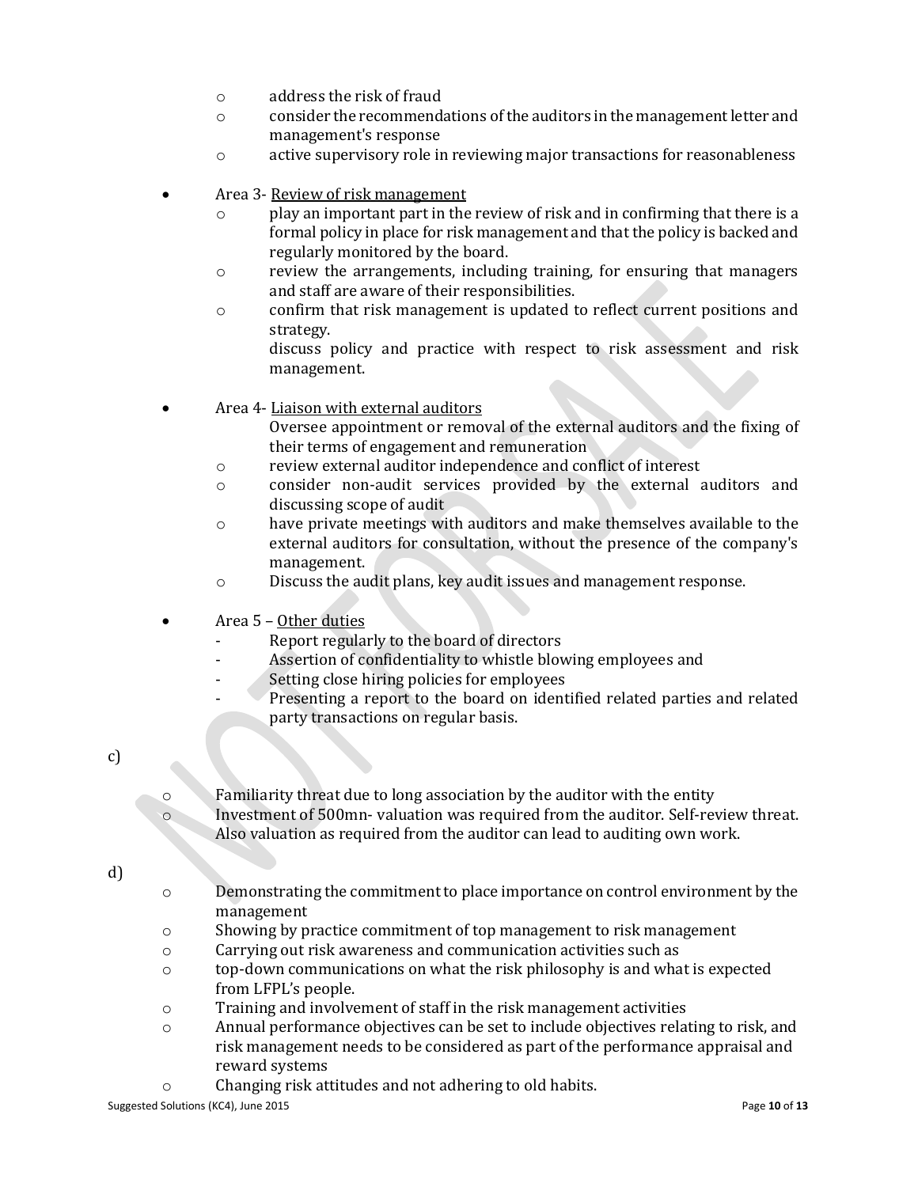- address the risk of fraud
- consider the recommendations of the auditors in the management letter and management's response
- active supervisory role in reviewing major transactions for reasonableness

- Area 3- Review of risk management
  - play an important part in the review of risk and in confirming that there is a formal policy in place for risk management and that the policy is backed and regularly monitored by the board.
  - review the arrangements, including training, for ensuring that managers and staff are aware of their responsibilities.
  - confirm that risk management is updated to reflect current positions and strategy.

    discuss policy and practice with respect to risk assessment and risk management.

- Area 4- Liaison with external auditors

    Oversee appointment or removal of the external auditors and the fixing of their terms of engagement and remuneration
  - review external auditor independence and conflict of interest
  - consider non-audit services provided by the external auditors and discussing scope of audit
  - have private meetings with auditors and make themselves available to the external auditors for consultation, without the presence of the company's management.
  - Discuss the audit plans, key audit issues and management response.

- Area 5 – Other duties
  - Report regularly to the board of directors
  - Assertion of confidentiality to whistle blowing employees and
  - Setting close hiring policies for employees
  - Presenting a report to the board on identified related parties and related party transactions on regular basis.

c)

- Familiarity threat due to long association by the auditor with the entity
- Investment of 500mn- valuation was required from the auditor. Self-review threat. Also valuation as required from the auditor can lead to auditing own work.

d)

- Demonstrating the commitment to place importance on control environment by the management
- Showing by practice commitment of top management to risk management
- Carrying out risk awareness and communication activities such as
- top-down communications on what the risk philosophy is and what is expected from LFPL's people.
- Training and involvement of staff in the risk management activities
- Annual performance objectives can be set to include objectives relating to risk, and risk management needs to be considered as part of the performance appraisal and reward systems
- Changing risk attitudes and not adhering to old habits.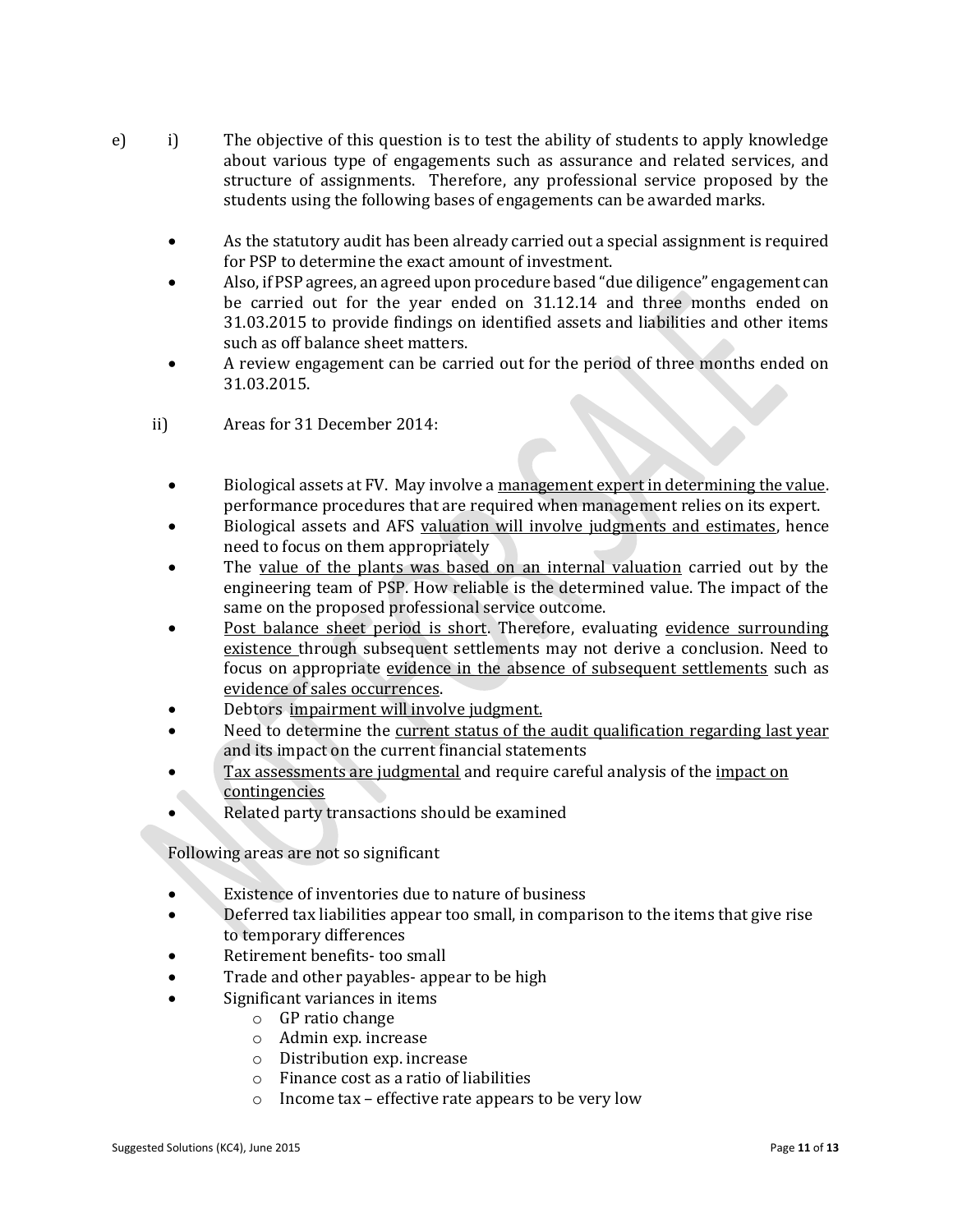e) i) The objective of this question is to test the ability of students to apply knowledge about various type of engagements such as assurance and related services, and structure of assignments. Therefore, any professional service proposed by the students using the following bases of engagements can be awarded marks.

- As the statutory audit has been already carried out a special assignment is required for PSP to determine the exact amount of investment.
- Also, if PSP agrees, an agreed upon procedure based "due diligence" engagement can be carried out for the year ended on 31.12.14 and three months ended on 31.03.2015 to provide findings on identified assets and liabilities and other items such as off balance sheet matters.
- A review engagement can be carried out for the period of three months ended on 31.03.2015.

ii) Areas for 31 December 2014:

- Biological assets at FV. May involve a <u>management expert in determining the value</u>. performance procedures that are required when management relies on its expert.
- Biological assets and AFS <u>valuation will involve judgments and estimates</u>, hence need to focus on them appropriately
- The <u>value of the plants was based on an internal valuation</u> carried out by the engineering team of PSP. How reliable is the determined value. The impact of the same on the proposed professional service outcome.
- <u>Post balance sheet period is short</u>. Therefore, evaluating <u>evidence surrounding existence</u> through subsequent settlements may not derive a conclusion. Need to focus on appropriate <u>evidence in the absence of subsequent settlements</u> such as <u>evidence of sales occurrences</u>.
- Debtors <u>impairment will involve judgment.</u>
- Need to determine the <u>current status of the audit qualification regarding last year</u> and its impact on the current financial statements
- <u>Tax assessments are judgmental</u> and require careful analysis of the <u>impact on contingencies</u>
- Related party transactions should be examined

Following areas are not so significant

- Existence of inventories due to nature of business
- Deferred tax liabilities appear too small, in comparison to the items that give rise to temporary differences
- Retirement benefits- too small
- Trade and other payables- appear to be high
- Significant variances in items
  - GP ratio change
  - Admin exp. increase
  - Distribution exp. increase
  - Finance cost as a ratio of liabilities
  - Income tax – effective rate appears to be very low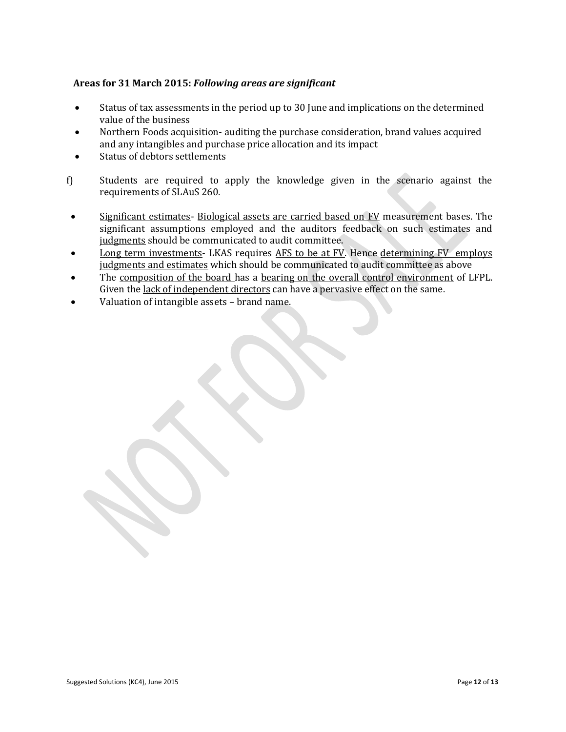**Areas for 31 March 2015:** ***Following areas are significant***

- Status of tax assessments in the period up to 30 June and implications on the determined value of the business
- Northern Foods acquisition- auditing the purchase consideration, brand values acquired and any intangibles and purchase price allocation and its impact
- Status of debtors settlements

f) Students are required to apply the knowledge given in the scenario against the requirements of SLAuS 260.

- <u>Significant estimates</u>- <u>Biological assets are carried based on FV</u> measurement bases. The significant <u>assumptions employed</u> and the <u>auditors feedback on such estimates and judgments</u> should be communicated to audit committee.
- <u>Long term investments</u>- LKAS requires <u>AFS to be at FV</u>. Hence <u>determining FV employs judgments and estimates</u> which should be communicated to audit committee as above
- The <u>composition of the board</u> has a <u>bearing on the overall control environment</u> of LFPL. Given the <u>lack of independent directors</u> can have a pervasive effect on the same.
- Valuation of intangible assets – brand name.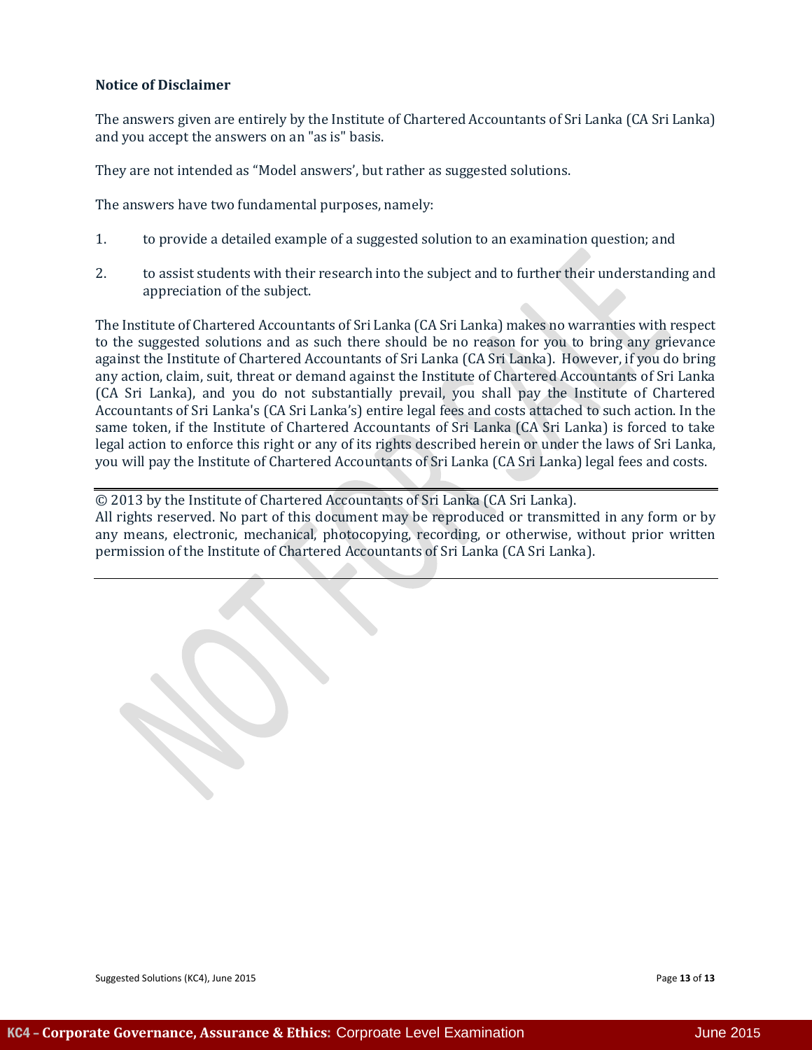**Notice of Disclaimer**

The answers given are entirely by the Institute of Chartered Accountants of Sri Lanka (CA Sri Lanka) and you accept the answers on an "as is" basis.

They are not intended as "Model answers', but rather as suggested solutions.

The answers have two fundamental purposes, namely:

1. to provide a detailed example of a suggested solution to an examination question; and
2. to assist students with their research into the subject and to further their understanding and appreciation of the subject.

The Institute of Chartered Accountants of Sri Lanka (CA Sri Lanka) makes no warranties with respect to the suggested solutions and as such there should be no reason for you to bring any grievance against the Institute of Chartered Accountants of Sri Lanka (CA Sri Lanka). However, if you do bring any action, claim, suit, threat or demand against the Institute of Chartered Accountants of Sri Lanka (CA Sri Lanka), and you do not substantially prevail, you shall pay the Institute of Chartered Accountants of Sri Lanka's (CA Sri Lanka's) entire legal fees and costs attached to such action. In the same token, if the Institute of Chartered Accountants of Sri Lanka (CA Sri Lanka) is forced to take legal action to enforce this right or any of its rights described herein or under the laws of Sri Lanka, you will pay the Institute of Chartered Accountants of Sri Lanka (CA Sri Lanka) legal fees and costs.

---

© 2013 by the Institute of Chartered Accountants of Sri Lanka (CA Sri Lanka).
All rights reserved. No part of this document may be reproduced or transmitted in any form or by any means, electronic, mechanical, photocopying, recording, or otherwise, without prior written permission of the Institute of Chartered Accountants of Sri Lanka (CA Sri Lanka).

---